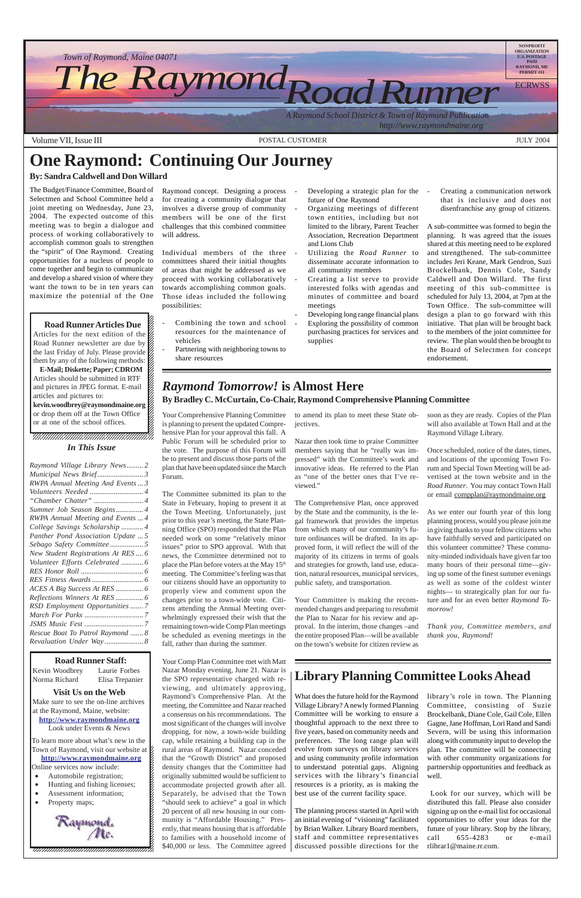Town of Raymond, Maine 04071

# The Raymond Road Runner

A Raymond School District & Town of Raymond Publication
http://www.raymondmaine.org

NONPROFIT ORGANIZATION U.S. POSTAGE PAID RAYMOND, ME PERMIT #11

ECRWSS

Volume VII, Issue III — POSTAL CUSTOMER — JULY 2004

# One Raymond: Continuing Our Journey

**By: Sandra Caldwell and Don Willard**

The Budget/Finance Committee, Board of Selectmen and School Committee held a joint meeting on Wednesday, June 23, 2004. The expected outcome of this meeting was to begin a dialogue and process of working collaboratively to accomplish common goals to strengthen the "spirit" of One Raymond. Creating opportunities for a nucleus of people to come together and begin to communicate and develop a shared vision of where they want the town to be in ten years can maximize the potential of the One Raymond concept. Designing a process for creating a community dialogue that involves a diverse group of community members will be one of the first challenges that this combined committee will address.

Individual members of the three committees shared their initial thoughts of areas that might be addressed as we proceed with working collaboratively towards accomplishing common goals. Those ideas included the following possibilities:

- Combining the town and school resources for the maintenance of vehicles
- Partnering with neighboring towns to share resources
- Developing a strategic plan for the future of One Raymond
- Organizing meetings of different town entities, including but not limited to the library, Parent Teacher Association, Recreation Department and Lions Club
- Utilizing the *Road Runner* to disseminate accurate information to all community members
- Creating a list serve to provide interested folks with agendas and minutes of committee and board meetings
- Developing long range financial plans
- Exploring the possibility of common purchasing practices for services and supplies
- Creating a communication network that is inclusive and does not disenfranchise any group of citizens.

A sub-committee was formed to begin the planning. It was agreed that the issues shared at this meeting need to be explored and strengthened. The sub-committee includes Jeri Keane, Mark Gendron, Suzi Brockelbank, Dennis Cole, Sandy Caldwell and Don Willard. The first meeting of this sub-committee is scheduled for July 13, 2004, at 7pm at the Town Office. The sub-committee will design a plan to go forward with this initiative. That plan will be brought back to the members of the joint committee for review. The plan would then be brought to the Board of Selectmen for concept endorsement.

### Road Runner Articles Due

Articles for the next edition of the Road Runner newsletter are due by the last Friday of July. Please provide them by any of the following methods:
**E-Mail; Diskette; Paper; CDROM**
Articles should be submitted in RTF and pictures in JPEG format. E-mail articles and pictures to:
**kevin.woodbrey@raymondmaine.org**
or drop them off at the Town Office or at one of the school offices.

### *In This Issue*

| | |
|---|---|
| *Raymond Village Library News* | 2 |
| *Municipal News Brief* | 3 |
| *RWPA Annual Meeting And Events* | 3 |
| *Volunteers Needed* | 4 |
| *"Chamber Chatter"* | 4 |
| *Summer Job Season Begins* | 4 |
| *RWPA Annual Meeting and Events* | 4 |
| *College Savings Scholarship* | 4 |
| *Panther Pond Association Update* | 5 |
| *Sebago Safety Committee* | 5 |
| *New Student Registrations At RES* | 6 |
| *Volunteer Efforts Celebrated* | 6 |
| *RES Honor Roll* | 6 |
| *RES Fitness Awards* | 6 |
| *ACES A Big Success At RES* | 6 |
| *Reflections Winners At RES* | 6 |
| *RSD Employment Opportunities* | 7 |
| *March For Parks* | 7 |
| *JSMS Music Fest* | 7 |
| *Rescue Boat To Patrol Raymond* | 8 |
| *Revaluation Under Way* | 8 |

### Road Runner Staff:

Kevin Woodbrey, Laurie Forbes, Norma Richard, Elisa Trepanier

### Visit Us on the Web

Make sure to see the on-line archives at the Raymond, Maine, website:
**http://www.raymondmaine.org**
Look under Events & News

To learn more about what's new in the Town of Raymond, visit our website at **http://www.raymondmaine.org**
Online services now include:

- Automobile registration;
- Hunting and fishing licenses;
- Assessment information;
- Property maps;

Raymond, Me.

# *Raymond Tomorrow!* is Almost Here

**By Bradley C. McCurtain, Co-Chair, Raymond Comprehensive Planning Committee**

Your Comprehensive Planning Committee is planning to present the updated Comprehensive Plan for your approval this fall. A Public Forum will be scheduled prior to the vote. The purpose of this Forum will be to present and discuss those parts of the plan that have been updated since the March Forum.

The Committee submitted its plan to the State in February, hoping to present it at the Town Meeting. Unfortunately, just prior to this year's meeting, the State Planning Office (SPO) responded that the Plan needed work on some "relatively minor issues" prior to SPO approval. With that news, the Committee determined not to place the Plan before voters at the May 15th meeting. The Committee's feeling was that our citizens should have an opportunity to properly view and comment upon the changes prior to a town-wide vote. Citizens attending the Annual Meeting overwhelmingly expressed their wish that the remaining town-wide Comp Plan meetings be scheduled as evening meetings in the fall, rather than during the summer.

Your Comp Plan Committee met with Matt Nazar Monday evening, June 21. Nazar is the SPO representative charged with reviewing, and ultimately approving, Raymond's Comprehensive Plan. At the meeting, the Committee and Nazar reached a consensus on his recommendations. The most significant of the changes will involve dropping, for now, a town-wide building cap, while retaining a building cap in the rural areas of Raymond. Nazar conceded that the "Growth District" and proposed density changes that the Committee had originally submitted would be sufficient to accommodate projected growth after all. Separately, he advised that the Town "should seek to achieve" a goal in which 20 percent of all new housing in our community is "Affordable Housing." Presently, that means housing that is affordable to families with a household income of $40,000 or less. The Committee agreed to amend its plan to meet these State objectives.

Nazar then took time to praise Committee members saying that he "really was impressed" with the Committee's work and innovative ideas. He referred to the Plan as "one of the better ones that I've reviewed."

The Comprehensive Plan, once approved by the State and the community, is the legal framework that provides the impetus from which many of our community's future ordinances will be drafted. In its approved form, it will reflect the will of the majority of its citizens in terms of goals and strategies for growth, land use, education, natural resources, municipal services, public safety, and transportation.

Your Committee is making the recommended changes and preparing to resubmit the Plan to Nazar for his review and approval. In the interim, those changes –and the entire proposed Plan—will be available on the town's website for citizen review as soon as they are ready. Copies of the Plan will also available at Town Hall and at the Raymond Village Library.

Once scheduled, notice of the dates, times, and locations of the upcoming Town Forum and Special Town Meeting will be advertised at the town website and in the *Road Runner*. You may contact Town Hall or email compplan@raymondmaine.org

As we enter our fourth year of this long planning process, would you please join me in giving thanks to your fellow citizens who have faithfully served and participated on this volunteer committee? These community-minded individuals have given far too many hours of their personal time—giving up some of the finest summer evenings as well as some of the coldest winter nights— to strategically plan for our future and for an even better *Raymond Tomorrow!*

*Thank you, Committee members, and thank you, Raymond!*

# Library Planning Committee Looks Ahead

What does the future hold for the Raymond Village Library? A newly formed Planning Committee will be working to ensure a thoughtful approach to the next three to five years, based on community needs and preferences. The long range plan will evolve from surveys on library services and using community profile information to understand potential gaps. Aligning services with the library's financial resources is a priority, as is making the best use of the current facility space.

The planning process started in April with an initial evening of "visioning" facilitated by Brian Walker. Library Board members, staff and committee representatives discussed possible directions for the library's role in town. The Planning Committee, consisting of Suzie Brockelbank, Diane Cole, Gail Cole, Ellen Gagne, Jane Hoffman, Lori Rand and Sandi Severn, will be using this information along with community input to develop the plan. The committee will be connecting with other community organizations for partnership opportunities and feedback as well.

Look for our survey, which will be distributed this fall. Please also consider signing up on the e-mail list for occasional opportunities to offer your ideas for the future of your library. Stop by the library, call 655-4283 or e-mail rlibrar1@maine.rr.com.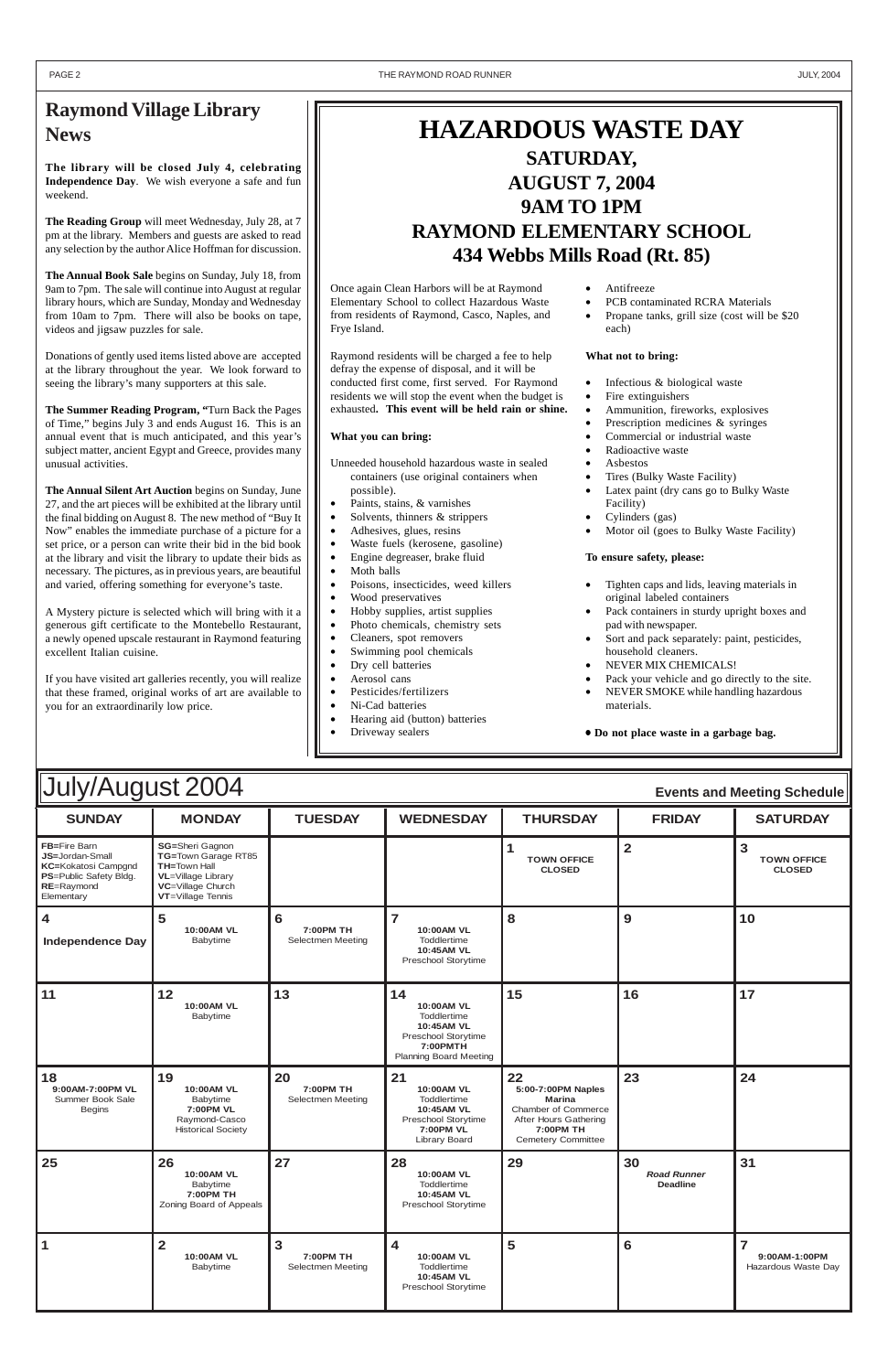## Raymond Village Library News

**The library will be closed July 4, celebrating Independence Day**. We wish everyone a safe and fun weekend.

**The Reading Group** will meet Wednesday, July 28, at 7 pm at the library. Members and guests are asked to read any selection by the author Alice Hoffman for discussion.

**The Annual Book Sale** begins on Sunday, July 18, from 9am to 7pm. The sale will continue into August at regular library hours, which are Sunday, Monday and Wednesday from 10am to 7pm. There will also be books on tape, videos and jigsaw puzzles for sale.

Donations of gently used items listed above are accepted at the library throughout the year. We look forward to seeing the library's many supporters at this sale.

**The Summer Reading Program, "**Turn Back the Pages of Time," begins July 3 and ends August 16. This is an annual event that is much anticipated, and this year's subject matter, ancient Egypt and Greece, provides many unusual activities.

**The Annual Silent Art Auction** begins on Sunday, June 27, and the art pieces will be exhibited at the library until the final bidding on August 8. The new method of "Buy It Now" enables the immediate purchase of a picture for a set price, or a person can write their bid in the bid book at the library and visit the library to update their bids as necessary. The pictures, as in previous years, are beautiful and varied, offering something for everyone's taste.

A Mystery picture is selected which will bring with it a generous gift certificate to the Montebello Restaurant, a newly opened upscale restaurant in Raymond featuring excellent Italian cuisine.

If you have visited art galleries recently, you will realize that these framed, original works of art are available to you for an extraordinarily low price.

# HAZARDOUS WASTE DAY

## SATURDAY, AUGUST 7, 2004
## 9AM TO 1PM
## RAYMOND ELEMENTARY SCHOOL
## 434 Webbs Mills Road (Rt. 85)

Once again Clean Harbors will be at Raymond Elementary School to collect Hazardous Waste from residents of Raymond, Casco, Naples, and Frye Island.

Raymond residents will be charged a fee to help defray the expense of disposal, and it will be conducted first come, first served. For Raymond residents we will stop the event when the budget is exhausted**. This event will be held rain or shine.**

**What you can bring:**

Unneeded household hazardous waste in sealed containers (use original containers when possible).

- Paints, stains, & varnishes
- Solvents, thinners & strippers
- Adhesives, glues, resins
- Waste fuels (kerosene, gasoline)
- Engine degreaser, brake fluid
- Moth balls
- Poisons, insecticides, weed killers
- Wood preservatives
- Hobby supplies, artist supplies
- Photo chemicals, chemistry sets
- Cleaners, spot removers
- Swimming pool chemicals
- Dry cell batteries
- Aerosol cans
- Pesticides/fertilizers
- Ni-Cad batteries
- Hearing aid (button) batteries
- Driveway sealers
- Antifreeze
- PCB contaminated RCRA Materials
- Propane tanks, grill size (cost will be $20 each)

**What not to bring:**

- Infectious & biological waste
- Fire extinguishers
- Ammunition, fireworks, explosives
- Prescription medicines & syringes
- Commercial or industrial waste
- Radioactive waste
- Asbestos
- Tires (Bulky Waste Facility)
- Latex paint (dry cans go to Bulky Waste Facility)
- Cylinders (gas)
- Motor oil (goes to Bulky Waste Facility)

**To ensure safety, please:**

- Tighten caps and lids, leaving materials in original labeled containers
- Pack containers in sturdy upright boxes and pad with newspaper.
- Sort and pack separately: paint, pesticides, household cleaners.
- NEVER MIX CHEMICALS!
- Pack your vehicle and go directly to the site.
- NEVER SMOKE while handling hazardous materials.

**• Do not place waste in a garbage bag.**

# July/August 2004

**Events and Meeting Schedule**

| SUNDAY | MONDAY | TUESDAY | WEDNESDAY | THURSDAY | FRIDAY | SATURDAY |
|---|---|---|---|---|---|---|
| **FB**=Fire Barn **JS**=Jordan-Small **KC**=Kokatosi Campgnd **PS**=Public Safety Bldg. **RE**=Raymond Elementary | **SG**=Sheri Gagnon **TG**=Town Garage RT85 **TH**=Town Hall **VL**=Village Library **VC**=Village Church **VT**=Village Tennis | | | **1** **TOWN OFFICE CLOSED** | **2** | **3** **TOWN OFFICE CLOSED** |
| **4** **Independence Day** | **5** **10:00AM VL** Babytime | **6** **7:00PM TH** Selectmen Meeting | **7** **10:00AM VL** Toddlertime **10:45AM VL** Preschool Storytime | **8** | **9** | **10** |
| **11** | **12** **10:00AM VL** Babytime | **13** | **14** **10:00AM VL** Toddlertime **10:45AM VL** Preschool Storytime **7:00PMTH** Planning Board Meeting | **15** | **16** | **17** |
| **18** **9:00AM-7:00PM VL** Summer Book Sale Begins | **19** **10:00AM VL** Babytime **7:00PM VL** Raymond-Casco Historical Society | **20** **7:00PM TH** Selectmen Meeting | **21** **10:00AM VL** Toddlertime **10:45AM VL** Preschool Storytime **7:00PM VL** Library Board | **22** **5:00-7:00PM Naples Marina** Chamber of Commerce After Hours Gathering **7:00PM TH** Cemetery Committee | **23** | **24** |
| **25** | **26** **10:00AM VL** Babytime **7:00PM TH** Zoning Board of Appeals | **27** | **28** **10:00AM VL** Toddlertime **10:45AM VL** Preschool Storytime | **29** | **30** ***Road Runner*** **Deadline** | **31** |
| **1** | **2** **10:00AM VL** Babytime | **3** **7:00PM TH** Selectmen Meeting | **4** **10:00AM VL** Toddlertime **10:45AM VL** Preschool Storytime | **5** | **6** | **7** **9:00AM-1:00PM** Hazardous Waste Day |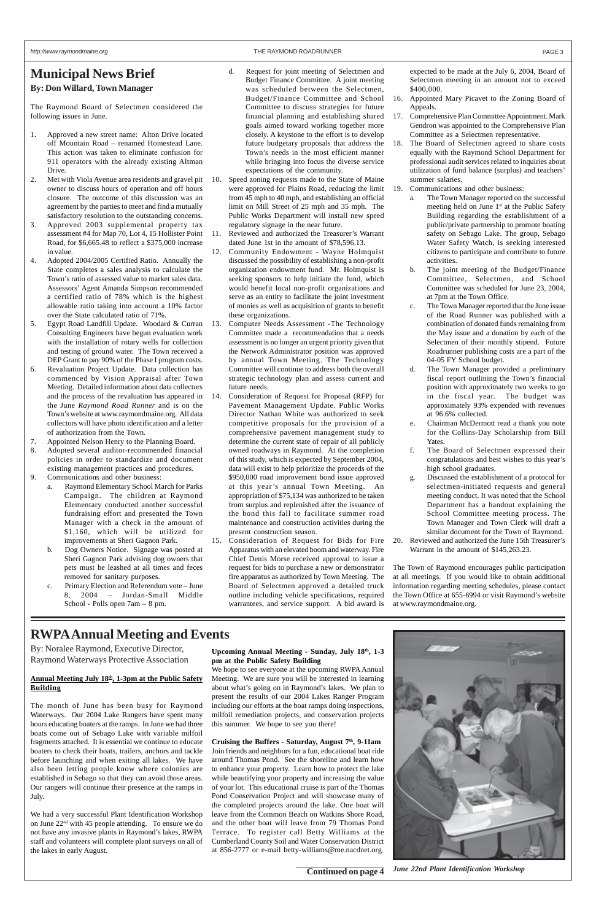# Municipal News Brief

**By: Don Willard, Town Manager**

The Raymond Board of Selectmen considered the following issues in June.

1. Approved a new street name: Alton Drive located off Mountain Road – renamed Homestead Lane. This action was taken to eliminate confusion for 911 operators with the already existing Altman Drive.
2. Met with Viola Avenue area residents and gravel pit owner to discuss hours of operation and off hours closure. The outcome of this discussion was an agreement by the parties to meet and find a mutually satisfactory resolution to the outstanding concerns.
3. Approved 2003 supplemental property tax assessment #4 for Map 70, Lot 4, 15 Hollister Point Road, for $6,665.48 to reflect a $375,000 increase in value.
4. Adopted 2004/2005 Certified Ratio. Annually the State completes a sales analysis to calculate the Town's ratio of assessed value to market sales data. Assessors' Agent Amanda Simpson recommended a certified ratio of 78% which is the highest allowable ratio taking into account a 10% factor over the State calculated ratio of 71%.
5. Egypt Road Landfill Update. Woodard & Curran Consulting Engineers have begun evaluation work with the installation of rotary wells for collection and testing of ground water. The Town received a DEP Grant to pay 90% of the Phase I program costs.
6. Revaluation Project Update. Data collection has commenced by Vision Appraisal after Town Meeting. Detailed information about data collectors and the process of the revaluation has appeared in the June *Raymond Road Runner* and is on the Town's website at www.raymondmaine.org. All data collectors will have photo identification and a letter of authorization from the Town.
7. Appointed Nelson Henry to the Planning Board.
8. Adopted several auditor-recommended financial policies in order to standardize and document existing management practices and procedures.
9. Communications and other business:
   a. Raymond Elementary School March for Parks Campaign. The children at Raymond Elementary conducted another successful fundraising effort and presented the Town Manager with a check in the amount of $1,160, which will be utilized for improvements at Sheri Gagnon Park.
   b. Dog Owners Notice. Signage was posted at Sheri Gagnon Park advising dog owners that pets must be leashed at all times and feces removed for sanitary purposes.
   c. Primary Election and Referendum vote – June 8, 2004 – Jordan-Small Middle School - Polls open 7am – 8 pm.
   d. Request for joint meeting of Selectmen and Budget Finance Committee. A joint meeting was scheduled between the Selectmen, Budget/Finance Committee and School Committee to discuss strategies for future financial planning and establishing shared goals aimed toward working together more closely. A keystone to the effort is to develop future budgetary proposals that address the Town's needs in the most efficient manner while bringing into focus the diverse service expectations of the community.
10. Speed zoning requests made to the State of Maine were approved for Plains Road, reducing the limit from 45 mph to 40 mph, and establishing an official limit on Mill Street of 25 mph and 35 mph. The Public Works Department will install new speed regulatory signage in the near future.
11. Reviewed and authorized the Treasurer's Warrant dated June 1st in the amount of $78,596.13.
12. Community Endowment - Wayne Holmquist discussed the possibility of establishing a non-profit organization endowment fund. Mr. Holmquist is seeking sponsors to help initiate the fund, which would benefit local non-profit organizations and serve as an entity to facilitate the joint investment of monies as well as acquisition of grants to benefit these organizations.
13. Computer Needs Assessment -The Technology Committee made a recommendation that a needs assessment is no longer an urgent priority given that the Network Administrator position was approved by annual Town Meeting. The Technology Committee will continue to address both the overall strategic technology plan and assess current and future needs.
14. Consideration of Request for Proposal (RFP) for Pavement Management Update. Public Works Director Nathan White was authorized to seek competitive proposals for the provision of a comprehensive pavement management study to determine the current state of repair of all publicly owned roadways in Raymond. At the completion of this study, which is expected by September 2004, data will exist to help prioritize the proceeds of the $950,000 road improvement bond issue approved at this year's annual Town Meeting. An appropriation of $75,134 was authorized to be taken from surplus and replenished after the issuance of the bond this fall to facilitate summer road maintenance and construction activities during the present construction season.
15. Consideration of Request for Bids for Fire Apparatus with an elevated boom and waterway. Fire Chief Denis Morse received approval to issue a request for bids to purchase a new or demonstrator fire apparatus as authorized by Town Meeting. The Board of Selectmen approved a detailed truck outline including vehicle specifications, required warrantees, and service support. A bid award is expected to be made at the July 6, 2004, Board of Selectmen meeting in an amount not to exceed $400,000.
16. Appointed Mary Picavet to the Zoning Board of Appeals.
17. Comprehensive Plan Committee Appointment. Mark Gendron was appointed to the Comprehensive Plan Committee as a Selectmen representative.
18. The Board of Selectmen agreed to share costs equally with the Raymond School Department for professional audit services related to inquiries about utilization of fund balance (surplus) and teachers' summer salaries.
19. Communications and other business:
   a. The Town Manager reported on the successful meeting held on June 1st at the Public Safety Building regarding the establishment of a public/private partnership to promote boating safety on Sebago Lake. The group, Sebago Water Safety Watch, is seeking interested citizens to participate and contribute to future activities.
   b. The joint meeting of the Budget/Finance Committee, Selectmen, and School Committee was scheduled for June 23, 2004, at 7pm at the Town Office.
   c. The Town Manager reported that the June issue of the Road Runner was published with a combination of donated funds remaining from the May issue and a donation by each of the Selectmen of their monthly stipend. Future Roadrunner publishing costs are a part of the 04-05 FY School budget.
   d. The Town Manager provided a preliminary fiscal report outlining the Town's financial position with approximately two weeks to go in the fiscal year. The budget was approximately 93% expended with revenues at 96.6% collected.
   e. Chairman McDermott read a thank you note for the Collins-Day Scholarship from Bill Yates.
   f. The Board of Selectmen expressed their congratulations and best wishes to this year's high school graduates.
   g. Discussed the establishment of a protocol for selectmen-initiated requests and general meeting conduct. It was noted that the School Department has a handout explaining the School Committee meeting process. The Town Manager and Town Clerk will draft a similar document for the Town of Raymond.
20. Reviewed and authorized the June 15th Treasurer's Warrant in the amount of $145,263.23.

The Town of Raymond encourages public participation at all meetings. If you would like to obtain additional information regarding meeting schedules, please contact the Town Office at 655-6994 or visit Raymond's website at www.raymondmaine.org.

# RWPA Annual Meeting and Events

By: Noralee Raymond, Executive Director, Raymond Waterways Protective Association

**Annual Meeting July 18th, 1-3pm at the Public Safety Building**

The month of June has been busy for Raymond Waterways. Our 2004 Lake Rangers have spent many hours educating boaters at the ramps. In June we had three boats come out of Sebago Lake with variable milfoil fragments attached. It is essential we continue to educate boaters to check their boats, trailers, anchors and tackle before launching and when exiting all lakes. We have also been letting people know where colonies are established in Sebago so that they can avoid those areas. Our rangers will continue their presence at the ramps in July.

We had a very successful Plant Identification Workshop on June 22nd with 45 people attending. To ensure we do not have any invasive plants in Raymond's lakes, RWPA staff and volunteers will complete plant surveys on all of the lakes in early August.

**Upcoming Annual Meeting - Sunday, July 18th, 1-3 pm at the Public Safety Building**

We hope to see everyone at the upcoming RWPA Annual Meeting. We are sure you will be interested in learning about what's going on in Raymond's lakes. We plan to present the results of our 2004 Lakes Ranger Program including our efforts at the boat ramps doing inspections, milfoil remediation projects, and conservation projects this summer. We hope to see you there!

**Cruising the Buffers - Saturday, August 7th, 9-11am**

Join friends and neighbors for a fun, educational boat ride around Thomas Pond. See the shoreline and learn how to enhance your property. Learn how to protect the lake while beautifying your property and increasing the value of your lot. This educational cruise is part of the Thomas Pond Conservation Project and will showcase many of the completed projects around the lake. One boat will leave from the Common Beach on Watkins Shore Road, and the other boat will leave from 79 Thomas Pond Terrace. To register call Betty Williams at the Cumberland County Soil and Water Conservation District at 856-2777 or e-mail betty-williams@me.nacdnet.org.

**Continued on page 4**

*June 22nd Plant Identification Workshop*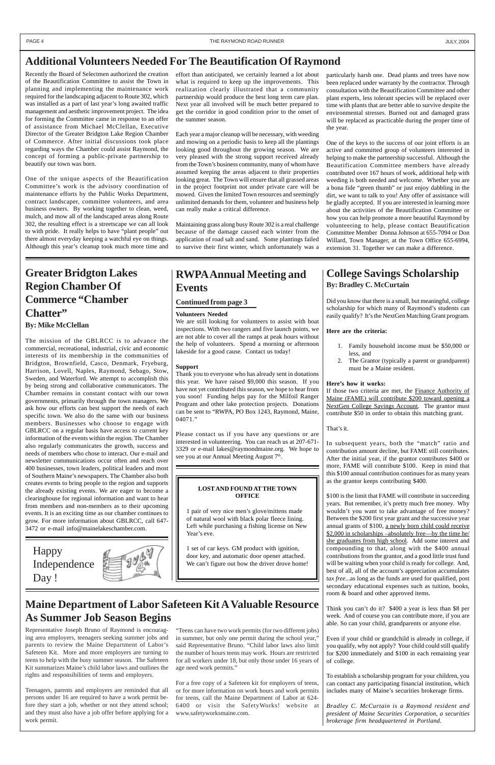# Additional Volunteers Needed For The Beautification Of Raymond

Recently the Board of Selectmen authorized the creation of the Beautification Committee to assist the Town in planning and implementing the maintenance work required for the landscaping adjacent to Route 302, which was installed as a part of last year's long awaited traffic management and aesthetic improvement project. The idea for forming the Committee came in response to an offer of assistance from Michael McClellan, Executive Director of the Greater Bridgton Lake Region Chamber of Commerce. After initial discussions took place regarding ways the Chamber could assist Raymond, the concept of forming a public-private partnership to beautify our town was born.

One of the unique aspects of the Beautification Committee's work is the advisory coordination of maintenance efforts by the Public Works Department, contract landscaper, committee volunteers, and area business owners. By working together to clean, weed, mulch, and mow all of the landscaped areas along Route 302, the resulting effect is a streetscape we can all look to with pride. It really helps to have "plant people" out there almost everyday keeping a watchful eye on things. Although this year's cleanup took much more time and effort than anticipated, we certainly learned a lot about what is required to keep up the improvements. This realization clearly illustrated that a community partnership would produce the best long term care plan. Next year all involved will be much better prepared to get the corridor in good condition prior to the onset of the summer season.

Each year a major cleanup will be necessary, with weeding and mowing on a periodic basis to keep all the plantings looking good throughout the growing season. We are very pleased with the strong support received already from the Town's business community, many of whom have assumed keeping the areas adjacent to their properties looking great. The Town will ensure that all grassed areas in the project footprint not under private care will be mowed. Given the limited Town resources and seemingly unlimited demands for them, volunteer and business help can really make a critical difference.

Maintaining grass along busy Route 302 is a real challenge because of the damage caused each winter from the application of road salt and sand. Some plantings failed to survive their first winter, which unfortunately was a particularly harsh one. Dead plants and trees have now been replaced under warranty by the contractor. Through consultation with the Beautification Committee and other plant experts, less tolerant species will be replaced over time with plants that are better able to survive despite the environmental stresses. Burned out and damaged grass will be replaced as practicable during the proper time of the year.

One of the keys to the success of our joint efforts is an active and committed group of volunteers interested in helping to make the partnership successful. Although the Beautification Committee members have already contributed over 167 hours of work, additional help with weeding is both needed and welcome. Whether you are a bona fide "green thumb" or just enjoy dabbling in the dirt, we want to talk to you! Any offer of assistance will be gladly accepted. If you are interested in learning more about the activities of the Beautification Committee or how you can help promote a more beautiful Raymond by volunteering to help, please contact Beautification Committee Member Donna Johnson at 655-7094 or Don Willard, Town Manager, at the Town Office 655-6994, extension 31. Together we can make a difference.

# Greater Bridgton Lakes Region Chamber Of Commerce "Chamber Chatter"

**By: Mike McClellan**

The mission of the GBLRCC is to advance the commercial, recreational, industrial, civic and economic interests of its membership in the communities of Bridgton, Brownfield, Casco, Denmark, Fryeburg, Harrison, Lovell, Naples, Raymond, Sebago, Stow, Sweden, and Waterford. We attempt to accomplish this by being strong and collaborative communicators. The Chamber remains in constant contact with our town governments, primarily through the town managers. We ask how our efforts can best support the needs of each specific town. We also do the same with our business members. Businesses who choose to engage with GBLRCC on a regular basis have access to current key information of the events within the region. The Chamber also regularly communicates the growth, success and needs of members who chose to interact. Our e-mail and newsletter communications occur often and reach over 400 businesses, town leaders, political leaders and most of Southern Maine's newspapers. The Chamber also both creates events to bring people to the region and supports the already existing events. We are eager to become a clearinghouse for regional information and want to hear from members and non-members as to their upcoming events. It is an exciting time as our chamber continues to grow. For more information about GBLRCC, call 647-3472 or e-mail info@mainelakeschamber.com.

Happy Independence Day !

# RWPA Annual Meeting and Events

**Continued from page 3**

**Volunteers Needed**

We are still looking for volunteers to assist with boat inspections. With two rangers and five launch points, we are not able to cover all the ramps at peak hours without the help of volunteers. Spend a morning or afternoon lakeside for a good cause. Contact us today!

**Support**

Thank you to everyone who has already sent in donations this year. We have raised $9,000 this season. If you have not yet contributed this season, we hope to hear from you soon! Funding helps pay for the Milfoil Ranger Program and other lake protection projects. Donations can be sent to "RWPA, PO Box 1243, Raymond, Maine, 04071."

Please contact us if you have any questions or are interested in volunteering. You can reach us at 207-671-3329 or e-mail lakes@raymondmaine.org. We hope to see you at our Annual Meeting August 7th.

**LOST AND FOUND AT THE TOWN OFFICE**

1 pair of very nice men's glove/mittens made of natural wool with black polar fleece lining. Left while purchasing a fishing license on New Year's eve.

1 set of car keys. GM product with ignition, door key, and automatic door opener attached. We can't figure out how the driver drove home!

# College Savings Scholarship

**By: Bradley C. McCurtain**

Did you know that there is a small, but meaningful, college scholarship for which many of Raymond's students can easily qualify? It's the NextGen Matching Grant program.

**Here are the criteria:**

1. Family household income must be $50,000 or less, and
2. The Grantor (typically a parent or grandparent) must be a Maine resident.

**Here's how it works:**

If those two criteria are met, the Finance Authority of Maine (FAME) will contribute $200 toward opening a NextGen College Savings Account. The grantor must contribute $50 in order to obtain this matching grant.

That's it.

In subsequent years, both the "match" ratio and contribution amount decline, but FAME still contributes. After the initial year, if the grantor contributes $400 or more, FAME will contribute $100. Keep in mind that this $100 annual contribution continues for as many years as the grantor keeps contributing $400.

$100 is the limit that FAME will contribute in succeeding years. But remember, it's pretty much free money. Why wouldn't you want to take advantage of free money? Between the $200 first year grant and the successive year annual grants of $100, a newly born child could receive $2,000 in scholarships –absolutely free—by the time he/she graduates from high school. Add some interest and compounding to that, along with the $400 annual contributions from the grantor, and a good little trust fund will be waiting when your child is ready for college. And, best of all, all of the account's appreciation accumulates *tax free*...as long as the funds are used for qualified, post secondary educational expenses such as tuition, books, room & board and other approved items.

Think you can't do it? $400 a year is less than $8 per week. And of course you can contribute more, if you are able. So can your child, grandparents or anyone else.

Even if your child or grandchild is already in college, if you qualify, why not apply? Your child could still qualify for $200 immediately and $100 in each remaining year of college.

To establish a scholarship program for your children, you can contact any participating financial institution, which includes many of Maine's securities brokerage firms.

*Bradley C. McCurtain is a Raymond resident and president of Maine Securities Corporation, a securities brokerage firm headquartered in Portland.*

# Maine Department of Labor Safeteen Kit A Valuable Resource As Summer Job Season Begins

Representative Joseph Bruno of Raymond is encouraging area employers, teenagers seeking summer jobs and parents to review the Maine Department of Labor's Safeteen Kit. More and more employers are turning to teens to help with the busy summer season. The Safeteen Kit summarizes Maine's child labor laws and outlines the rights and responsibilities of teens and employers.

Teenagers, parents and employers are reminded that all persons under 16 are required to have a work permit before they start a job, whether or not they attend school; and they must also have a job offer before applying for a work permit.

"Teens can have two work permits (for two different jobs) in summer, but only one permit during the school year," said Representative Bruno. "Child labor laws also limit the number of hours teens may work. Hours are restricted for all workers under 18, but only those under 16 years of age need work permits."

For a free copy of a Safeteen kit for employers of teens, or for more information on work hours and work permits for teens, call the Maine Department of Labor at 624-6400 or visit the SafetyWorks! website at www.safetyworksmaine.com.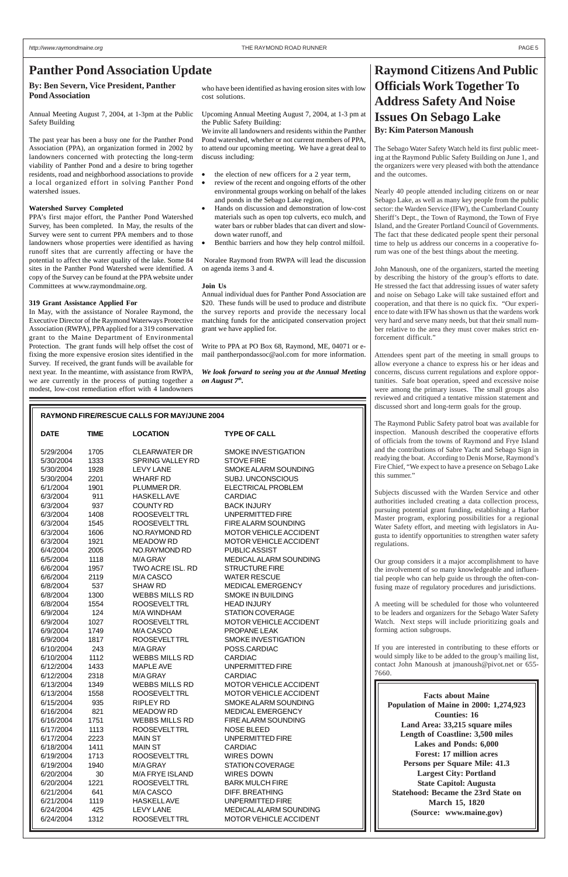# Panther Pond Association Update

**By: Ben Severn, Vice President, Panther Pond Association**

Annual Meeting August 7, 2004, at 1-3pm at the Public Safety Building

The past year has been a busy one for the Panther Pond Association (PPA), an organization formed in 2002 by landowners concerned with protecting the long-term viability of Panther Pond and a desire to bring together residents, road and neighborhood associations to provide a local organized effort in solving Panther Pond watershed issues.

**Watershed Survey Completed**

PPA's first major effort, the Panther Pond Watershed Survey, has been completed. In May, the results of the Survey were sent to current PPA members and to those landowners whose properties were identified as having runoff sites that are currently affecting or have the potential to affect the water quality of the lake. Some 84 sites in the Panther Pond Watershed were identified. A copy of the Survey can be found at the PPA website under Committees at www.raymondmaine.org.

**319 Grant Assistance Applied For**

In May, with the assistance of Noralee Raymond, the Executive Director of the Raymond Waterways Protective Association (RWPA), PPA applied for a 319 conservation grant to the Maine Department of Environmental Protection. The grant funds will help offset the cost of fixing the more expensive erosion sites identified in the Survey. If received, the grant funds will be available for next year. In the meantime, with assistance from RWPA, we are currently in the process of putting together a modest, low-cost remediation effort with 4 landowners who have been identified as having erosion sites with low cost solutions.

Upcoming Annual Meeting August 7, 2004, at 1-3 pm at the Public Safety Building:

We invite all landowners and residents within the Panther Pond watershed, whether or not current members of PPA, to attend our upcoming meeting. We have a great deal to discuss including:

- the election of new officers for a 2 year term,
- review of the recent and ongoing efforts of the other environmental groups working on behalf of the lakes and ponds in the Sebago Lake region,
- Hands on discussion and demonstration of low-cost materials such as open top culverts, eco mulch, and water bars or rubber blades that can divert and slow-down water runoff, and
- Benthic barriers and how they help control milfoil.

Noralee Raymond from RWPA will lead the discussion on agenda items 3 and 4.

**Join Us**

Annual individual dues for Panther Pond Association are $20. These funds will be used to produce and distribute the survey reports and provide the necessary local matching funds for the anticipated conservation project grant we have applied for.

Write to PPA at PO Box 68, Raymond, ME, 04071 or e-mail pantherpondassoc@aol.com for more information.

***We look forward to seeing you at the Annual Meeting on August 7th.***

**RAYMOND FIRE/RESCUE CALLS FOR MAY/JUNE 2004**

| DATE | TIME | LOCATION | TYPE OF CALL |
|---|---|---|---|
| 5/29/2004 | 1705 | CLEARWATER DR | SMOKE INVESTIGATION |
| 5/30/2004 | 1333 | SPRING VALLEY RD | STOVE FIRE |
| 5/30/2004 | 1928 | LEVY LANE | SMOKE ALARM SOUNDING |
| 5/30/2004 | 2201 | WHARF RD | SUBJ. UNCONSCIOUS |
| 6/1/2004 | 1901 | PLUMMER DR. | ELECTRICAL PROBLEM |
| 6/3/2004 | 911 | HASKELL AVE | CARDIAC |
| 6/3/2004 | 937 | COUNTY RD | BACK INJURY |
| 6/3/2004 | 1408 | ROOSEVELT TRL | UNPERMITTED FIRE |
| 6/3/2004 | 1545 | ROOSEVELT TRL | FIRE ALARM SOUNDING |
| 6/3/2004 | 1606 | NO.RAYMOND RD | MOTOR VEHICLE ACCIDENT |
| 6/3/2004 | 1921 | MEADOW RD | MOTOR VEHICLE ACCIDENT |
| 6/4/2004 | 2005 | NO.RAYMOND RD | PUBLIC ASSIST |
| 6/5/2004 | 1118 | M/A GRAY | MEDICAL ALARM SOUNDING |
| 6/6/2004 | 1957 | TWO ACRE ISL. RD | STRUCTURE FIRE |
| 6/6/2004 | 2119 | M/A CASCO | WATER RESCUE |
| 6/8/2004 | 537 | SHAW RD | MEDICAL EMERGENCY |
| 6/8/2004 | 1300 | WEBBS MILLS RD | SMOKE IN BUILDING |
| 6/8/2004 | 1554 | ROOSEVELT TRL | HEAD INJURY |
| 6/9/2004 | 124 | M/A WINDHAM | STATION COVERAGE |
| 6/9/2004 | 1027 | ROOSEVELT TRL | MOTOR VEHICLE ACCIDENT |
| 6/9/2004 | 1749 | M/A CASCO | PROPANE LEAK |
| 6/9/2004 | 1817 | ROOSEVELT TRL | SMOKE INVESTIGATION |
| 6/10/2004 | 243 | M/A GRAY | POSS.CARDIAC |
| 6/10/2004 | 1112 | WEBBS MILLS RD | CARDIAC |
| 6/12/2004 | 1433 | MAPLE AVE | UNPERMITTED FIRE |
| 6/12/2004 | 2318 | M/A GRAY | CARDIAC |
| 6/13/2004 | 1349 | WEBBS MILLS RD | MOTOR VEHICLE ACCIDENT |
| 6/13/2004 | 1558 | ROOSEVELT TRL | MOTOR VEHICLE ACCIDENT |
| 6/15/2004 | 935 | RIPLEY RD | SMOKE ALARM SOUNDING |
| 6/16/2004 | 821 | MEADOW RD | MEDICAL EMERGENCY |
| 6/16/2004 | 1751 | WEBBS MILLS RD | FIRE ALARM SOUNDING |
| 6/17/2004 | 1113 | ROOSEVELT TRL | NOSE BLEED |
| 6/17/2004 | 2223 | MAIN ST | UNPERMITTED FIRE |
| 6/18/2004 | 1411 | MAIN ST | CARDIAC |
| 6/19/2004 | 1713 | ROOSEVELT TRL | WIRES DOWN |
| 6/19/2004 | 1940 | M/A GRAY | STATION COVERAGE |
| 6/20/2004 | 30 | M/A FRYE ISLAND | WIRES DOWN |
| 6/20/2004 | 1221 | ROOSEVELT TRL | BARK MULCH FIRE |
| 6/21/2004 | 641 | M/A CASCO | DIFF. BREATHING |
| 6/21/2004 | 1119 | HASKELL AVE | UNPERMITTED FIRE |
| 6/24/2004 | 425 | LEVY LANE | MEDICAL ALARM SOUNDING |
| 6/24/2004 | 1312 | ROOSEVELT TRL | MOTOR VEHICLE ACCIDENT |

# Raymond Citizens And Public Officials Work Together To Address Safety And Noise Issues On Sebago Lake

**By: Kim Paterson Manoush**

The Sebago Water Safety Watch held its first public meeting at the Raymond Public Safety Building on June 1, and the organizers were very pleased with both the attendance and the outcomes.

Nearly 40 people attended including citizens on or near Sebago Lake, as well as many key people from the public sector: the Warden Service (IFW), the Cumberland County Sheriff's Dept., the Town of Raymond, the Town of Frye Island, and the Greater Portland Council of Governments. The fact that these dedicated people spent their personal time to help us address our concerns in a cooperative forum was one of the best things about the meeting.

John Manoush, one of the organizers, started the meeting by describing the history of the group's efforts to date. He stressed the fact that addressing issues of water safety and noise on Sebago Lake will take sustained effort and cooperation, and that there is no quick fix. "Our experience to date with IFW has shown us that the wardens work very hard and serve many needs, but that their small number relative to the area they must cover makes strict enforcement difficult."

Attendees spent part of the meeting in small groups to allow everyone a chance to express his or her ideas and concerns, discuss current regulations and explore opportunities. Safe boat operation, speed and excessive noise were among the primary issues. The small groups also reviewed and critiqued a tentative mission statement and discussed short and long-term goals for the group.

The Raymond Public Safety patrol boat was available for inspection. Manoush described the cooperative efforts of officials from the towns of Raymond and Frye Island and the contributions of Sabre Yacht and Sebago Sign in readying the boat. According to Denis Morse, Raymond's Fire Chief, "We expect to have a presence on Sebago Lake this summer."

Subjects discussed with the Warden Service and other authorities included creating a data collection process, pursuing potential grant funding, establishing a Harbor Master program, exploring possibilities for a regional Water Safety effort, and meeting with legislators in Augusta to identify opportunities to strengthen water safety regulations.

Our group considers it a major accomplishment to have the involvement of so many knowledgeable and influential people who can help guide us through the often-confusing maze of regulatory procedures and jurisdictions.

A meeting will be scheduled for those who volunteered to be leaders and organizers for the Sebago Water Safety Watch. Next steps will include prioritizing goals and forming action subgroups.

If you are interested in contributing to these efforts or would simply like to be added to the group's mailing list, contact John Manoush at jmanoush@pivot.net or 655-7660.

**Facts about Maine**
**Population of Maine in 2000: 1,274,923**
**Counties: 16**
**Land Area: 33,215 square miles**
**Length of Coastline: 3,500 miles**
**Lakes and Ponds: 6,000**
**Forest: 17 million acres**
**Persons per Square Mile: 41.3**
**Largest City: Portland**
**State Capitol: Augusta**
**Statehood: Became the 23rd State on March 15, 1820**
**(Source: www.maine.gov)**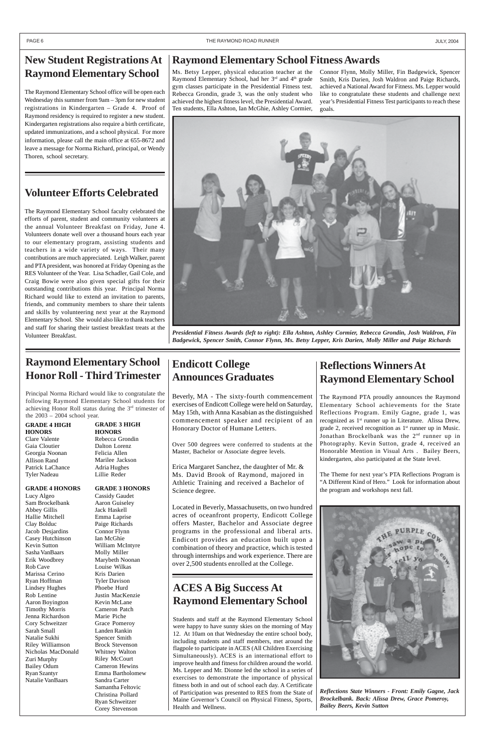## New Student Registrations At Raymond Elementary School

The Raymond Elementary School office will be open each Wednesday this summer from 9am – 3pm for new student registrations in Kindergarten – Grade 4. Proof of Raymond residency is required to register a new student. Kindergarten registrations also require a birth certificate, updated immunizations, and a school physical. For more information, please call the main office at 655-8672 and leave a message for Norma Richard, principal, or Wendy Thoren, school secretary.

## Volunteer Efforts Celebrated

The Raymond Elementary School faculty celebrated the efforts of parent, student and community volunteers at the annual Volunteer Breakfast on Friday, June 4. Volunteers donate well over a thousand hours each year to our elementary program, assisting students and teachers in a wide variety of ways. Their many contributions are much appreciated. Leigh Walker, parent and PTA president, was honored at Friday Opening as the RES Volunteer of the Year. Lisa Schadler, Gail Cole, and Craig Bowie were also given special gifts for their outstanding contributions this year. Principal Norma Richard would like to extend an invitation to parents, friends, and community members to share their talents and skills by volunteering next year at the Raymond Elementary School. She would also like to thank teachers and staff for sharing their tastiest breakfast treats at the Volunteer Breakfast.

## Raymond Elementary School Fitness Awards

Ms. Betsy Lepper, physical education teacher at the Raymond Elementary School, had her 3rd and 4th grade gym classes participate in the Presidential Fitness test. Rebecca Grondin, grade 3, was the only student who achieved the highest fitness level, the Presidential Award. Ten students, Ella Ashton, Ian McGhie, Ashley Cormier, Connor Flynn, Molly Miller, Fin Badgewick, Spencer Smith, Kris Darien, Josh Waldron and Paige Richards, achieved a National Award for Fitness. Ms. Lepper would like to congratulate these students and challenge next year's Presidential Fitness Test participants to reach these goals.

*Presidential Fitness Awards (left to right): Ella Ashton, Ashley Cormier, Rebecca Grondin, Josh Waldron, Fin Badgewick, Spencer Smith, Connor Flynn, Ms. Betsy Lepper, Kris Darien, Molly Miller and Paige Richards*

## Raymond Elementary School Honor Roll - Third Trimester

Principal Norma Richard would like to congratulate the following Raymond Elementary School students for achieving Honor Roll status during the 3rd trimester of the 2003 – 2004 school year.

**GRADE 4 HIGH HONORS**

Clare Valente
Gaia Cloutier
Georgia Noonan
Allison Rand
Patrick LaChance
Tyler Nadeau

**GRADE 4 HONORS**

Lucy Algeo
Sam Brockelbank
Abbey Gillis
Hallie Mitchell
Clay Bolduc
Jacob Desjardins
Casey Hutchinson
Kevin Sutton
Sasha VanBaars
Erik Woodbrey
Rob Cave
Marissa Cerino
Ryan Hoffman
Lindsey Hughes
Rob Lentine
Aaron Boyington
Timothy Morris
Jenna Richardson
Cory Schweitzer
Sarah Small
Natalie Sukhi
Riley Williamson
Nicholas MacDonald
Zuri Murphy
Bailey Odum
Ryan Szantyr
Natalie VanBaars

**GRADE 3 HIGH HONORS**

Rebecca Grondin
Dalton Lorenz
Felicia Allen
Marilee Jackson
Adria Hughes
Lillie Reder

**GRADE 3 HONORS**

Cassidy Gaudet
Aaron Guiseley
Jack Haskell
Emma Laprise
Paige Richards
Connor Flynn
Ian McGhie
William McIntyre
Molly Miller
Marybeth Noonan
Louise Wilkas
Kris Darien
Tyler Davison
Phoebe Hurd
Justin MacKenzie
Kevin McLane
Cameron Patch
Marie Piche
Grace Pomeroy
Landen Rankin
Spencer Smith
Brock Stevenson
Whitney Walton
Riley McCourt
Cameron Hewins
Emma Bartholomew
Sandra Carter
Samantha Feltovic
Christina Pollard
Ryan Schweitzer
Corey Stevenson

## Endicott College Announces Graduates

Beverly, MA - The sixty-fourth commencement exercises of Endicott College were held on Saturday, May 15th, with Anna Kasabian as the distinguished commencement speaker and recipient of an Honorary Doctor of Humane Letters.

Over 500 degrees were conferred to students at the Master, Bachelor or Associate degree levels.

Erica Margaret Sanchez, the daughter of Mr. & Ms. David Brook of Raymond, majored in Athletic Training and received a Bachelor of Science degree.

Located in Beverly, Massachusetts, on two hundred acres of oceanfront property, Endicott College offers Master, Bachelor and Associate degree programs in the professional and liberal arts. Endicott provides an education built upon a combination of theory and practice, which is tested through internships and work experience. There are over 2,500 students enrolled at the College.

## ACES A Big Success At Raymond Elementary School

Students and staff at the Raymond Elementary School were happy to have sunny skies on the morning of May 12. At 10am on that Wednesday the entire school body, including students and staff members, met around the flagpole to participate in ACES (All Children Exercising Simultaneously). ACES is an international effort to improve health and fitness for children around the world. Ms. Lepper and Mr. Dionne led the school in a series of exercises to demonstrate the importance of physical fitness both in and out of school each day. A Certificate of Participation was presented to RES from the State of Maine Governor's Council on Physical Fitness, Sports, Health and Wellness.

## Reflections Winners At Raymond Elementary School

The Raymond PTA proudly announces the Raymond Elementary School achievements for the State Reflections Program. Emily Gagne, grade 1, was recognized as 1st runner up in Literature. Alissa Drew, grade 2, received recognition as 1st runner up in Music. Jonathan Brockelbank was the 2nd runner up in Photography. Kevin Sutton, grade 4, received an Honorable Mention in Visual Arts . Bailey Beers, kindergarten, also participated at the State level.

The Theme for next year's PTA Reflections Program is "A Different Kind of Hero." Look for information about the program and workshops next fall.

*Reflections State Winners - Front: Emily Gagne, Jack Brockelbank. Back: Alissa Drew, Grace Pomeroy, Bailey Beers, Kevin Sutton*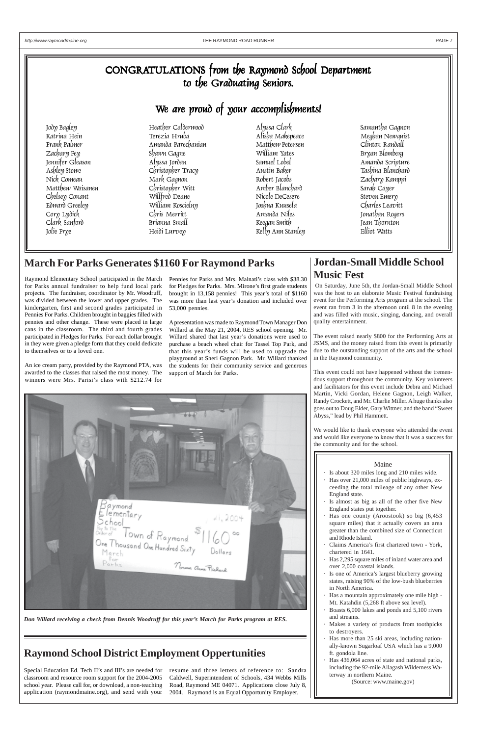# CONGRATULATIONS from the Raymond School Department to the Graduating Seniors.

## We are proud of your accomplishments!

Jody Bagley
Katrina Hein
Frank Palmer
Zachary Fey
Jennifer Gleason
Ashley Stowe
Nick Comeau
Matthew Waisanen
Chelsey Conant
Edward Greeley
Cory Lydick
Clark Sanford
Jolie Frye

Heather Calderwood
Terezia Hruba
Amanda Parechanian
Shawn Gagne
Alyssa Jordan
Christopher Tracy
Mark Gagnon
Christopher Witt
Willfred Deane
William Koscielny
Chris Merritt
Brianna Small
Heidi Lurvey

Alyssa Clark
Alisha Makepeace
Matthew Petersen
William Yates
Samuel Lobel
Austin Baker
Robert Jacobs
Amber Blanchard
Nicole DeCesere
Joshua Kuusela
Amanda Niles
Keegan Smith
Kelly Ann Stanley

Samantha Gagnon
Meghan Newquist
Clinton Randall
Bryan Blomberg
Amanda Scripture
Tashina Blanchard
Zachary Kamppi
Sarah Cayer
Steven Emery
Charles Leavitt
Jonathan Rogers
Jean Thornton
Elliot Watts

## March For Parks Generates $1160 For Raymond Parks

Raymond Elementary School participated in the March for Parks annual fundraiser to help fund local park projects. The fundraiser, coordinator by Mr. Woodruff, was divided between the lower and upper grades. The kindergarten, first and second grades participated in Pennies For Parks. Children brought in baggies filled with pennies and other change. These were placed in large cans in the classroom. The third and fourth grades participated in Pledges for Parks. For each dollar brought in they were given a pledge form that they could dedicate to themselves or to a loved one.

An ice cream party, provided by the Raymond PTA, was awarded to the classes that raised the most money. The winners were Mrs. Parisi's class with $212.74 for Pennies for Parks and Mrs. Malnati's class with $38.30 for Pledges for Parks. Mrs. Mirone's first grade students brought in 13,158 pennies! This year's total of $1160 was more than last year's donation and included over 53,000 pennies.

A presentation was made to Raymond Town Manager Don Willard at the May 21, 2004, RES school opening. Mr. Willard shared that last year's donations were used to purchase a beach wheel chair for Tassel Top Park, and that this year's funds will be used to upgrade the playground at Sheri Gagnon Park. Mr. Willard thanked the students for their community service and generous support of March for Parks.

*Don Willard receiving a check from Dennis Woodruff for this year's March for Parks program at RES.*

## Jordan-Small Middle School Music Fest

On Saturday, June 5th, the Jordan-Small Middle School was the host to an elaborate Music Festival fundraising event for the Performing Arts program at the school. The event ran from 3 in the afternoon until 8 in the evening and was filled with music, singing, dancing, and overall quality entertainment.

The event raised nearly $800 for the Performing Arts at JSMS, and the money raised from this event is primarily due to the outstanding support of the arts and the school in the Raymond community.

This event could not have happened without the tremendous support throughout the community. Key volunteers and facilitators for this event include Debra and Michael Martin, Vicki Gordan, Helene Gagnon, Leigh Walker, Randy Crockett, and Mr. Charlie Miller. A huge thanks also goes out to Doug Elder, Gary Wittner, and the band "Sweet Abyss," lead by Phil Hammett.

We would like to thank everyone who attended the event and would like everyone to know that it was a success for the community and for the school.

### Maine

- Is about 320 miles long and 210 miles wide.
- Has over 21,000 miles of public highways, exceeding the total mileage of any other New England state.
- Is almost as big as all of the other five New England states put together.
- Has one county (Aroostook) so big (6,453 square miles) that it actually covers an area greater than the combined size of Connecticut and Rhode Island.
- Claims America's first chartered town - York, chartered in 1641.
- Has 2,295 square miles of inland water area and over 2,000 coastal islands.
- Is one of America's largest blueberry growing states, raising 90% of the low-bush blueberries in North America.
- Has a mountain approximately one mile high - Mt. Katahdin (5,268 ft above sea level).
- Boasts 6,000 lakes and ponds and 5,100 rivers and streams.
- Makes a variety of products from toothpicks to destroyers.
- Has more than 25 ski areas, including nationally-known Sugarloaf USA which has a 9,000 ft. gondola line.
- Has 436,064 acres of state and national parks, including the 92-mile Allagash Wilderness Waterway in northern Maine.

(Source: www.maine.gov)

## Raymond School District Employment Oppertunities

Special Education Ed. Tech II's and III's are needed for classroom and resource room support for the 2004-2005 school year. Please call for, or download, a non-teaching application (raymondmaine.org), and send with your resume and three letters of reference to: Sandra Caldwell, Superintendent of Schools, 434 Webbs Mills Road, Raymond ME 04071. Applications close July 8, 2004. Raymond is an Equal Opportunity Employer.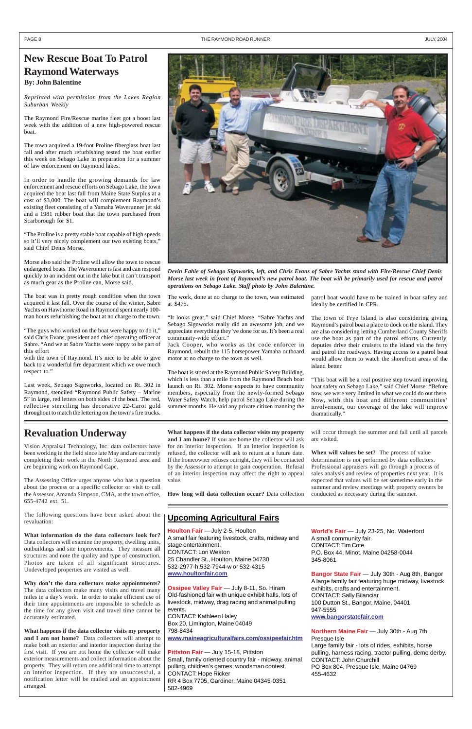# New Rescue Boat To Patrol Raymond Waterways

**By: John Balentine**

*Reprinted with permission from the Lakes Region Suburban Weekly*

The Raymond Fire/Rescue marine fleet got a boost last week with the addition of a new high-powered rescue boat.

The town acquired a 19-foot Proline fiberglass boat last fall and after much refurbishing tested the boat earlier this week on Sebago Lake in preparation for a summer of law enforcement on Raymond lakes.

In order to handle the growing demands for law enforcement and rescue efforts on Sebago Lake, the town acquired the boat last fall from Maine State Surplus at a cost of $3,000. The boat will complement Raymond's existing fleet consisting of a Yamaha Waverunner jet ski and a 1981 rubber boat that the town purchased from Scarborough for $1.

"The Proline is a pretty stable boat capable of high speeds so it'll very nicely complement our two existing boats," said Chief Denis Morse.

Morse also said the Proline will allow the town to rescue endangered boats. The Waverunner is fast and can respond quickly to an incident out in the lake but it can't transport as much gear as the Proline can, Morse said.

The boat was in pretty rough condition when the town acquired it last fall. Over the course of the winter, Sabre Yachts on Hawthorne Road in Raymond spent nearly 100-man hours refurbishing the boat at no charge to the town.

"The guys who worked on the boat were happy to do it," said Chris Evans, president and chief operating officer at Sabre. "And we at Sabre Yachts were happy to be part of this effort

with the town of Raymond. It's nice to be able to give back to a wonderful fire department which we owe much respect to."

Last week, Sebago Signworks, located on Rt. 302 in Raymond, stenciled "Raymond Public Safety – Marine 5" in large, red letters on both sides of the boat. The red, reflective stenciling has decorative 22-Carot gold throughout to match the lettering on the town's fire trucks.

*Devin Fahie of Sebago Signworks, left, and Chris Evans of Sabre Yachts stand with Fire/Rescue Chief Denis Morse last week in front of Raymond's new patrol boat. The boat will be primarily used for rescue and patrol operations on Sebago Lake. Staff photo by John Balentine.*

The work, done at no charge to the town, was estimated at $475.

"It looks great," said Chief Morse. "Sabre Yachts and Sebago Signworks really did an awesome job, and we appreciate everything they've done for us. It's been a real community-wide effort."

Jack Cooper, who works as the code enforcer in Raymond, rebuilt the 115 horsepower Yamaha outboard motor at no charge to the town as well.

The boat is stored at the Raymond Public Safety Building, which is less than a mile from the Raymond Beach boat launch on Rt. 302. Morse expects to have community members, especially from the newly-formed Sebago Water Safety Watch, help patrol Sebago Lake during the summer months. He said any private citizen manning the patrol boat would have to be trained in boat safety and ideally be certified in CPR.

The town of Frye Island is also considering giving Raymond's patrol boat a place to dock on the island. They are also considering letting Cumberland County Sheriffs use the boat as part of the patrol efforts. Currently, deputies drive their cruisers to the island via the ferry and patrol the roadways. Having access to a patrol boat would allow them to watch the shorefront areas of the island better.

"This boat will be a real positive step toward improving boat safety on Sebago Lake," said Chief Morse. "Before now, we were very limited in what we could do out there. Now, with this boat and different communities' involvement, our coverage of the lake will improve dramatically."

# Revaluation Underway

Vision Appraisal Technology, Inc. data collectors have been working in the field since late May and are currently completing their work in the North Raymond area and are beginning work on Raymond Cape.

The Assessing Office urges anyone who has a question about the process or a specific collector or visit to call the Assessor, Amanda Simpson, CMA, at the town office, 655-4742 ext. 51.

The following questions have been asked about the revaluation:

**What information do the data collectors look for?** Data collectors will examine the property, dwelling units, outbuildings and site improvements. They measure all structures and note the quality and type of construction. Photos are taken of all significant structures. Undeveloped properties are visited as well.

**Why don't the data collectors make appointments?** The data collectors make many visits and travel many miles in a day's work. In order to make efficient use of their time appointments are impossible to schedule as the time for any given visit and travel time cannot be accurately estimated.

**What happens if the data collector visits my property and I am not home?** Data collectors will attempt to make both an exterior and interior inspection during the first visit. If you are not home the collector will make exterior measurements and collect information about the property. They will return one additional time to attempt an interior inspection. If they are unsuccessful, a notification letter will be mailed and an appointment arranged.

**What happens if the data collector visits my property and I am home?** If you are home the collector will ask for an interior inspection. If an interior inspection is refused, the collector will ask to return at a future date. If the homeowner refuses outright, they will be contacted by the Assessor to attempt to gain cooperation. Refusal of an interior inspection may affect the right to appeal value.

**How long will data collection occur?** Data collection will occur through the summer and fall until all parcels are visited.

**When will values be set?** The process of value determination is not performed by data collectors. Professional appraisers will go through a process of sales analysis and review of properties next year. It is expected that values will be set sometime early in the summer and review meetings with property owners be conducted as necessary during the summer.

## Upcoming Agricultural Fairs

**Houlton Fair** — July 2-5, Houlton
A small fair featuring livestock, crafts, midway and stage entertainment.
CONTACT: Lori Weston
25 Chandler St., Houlton, Maine 04730
532-2977-h,532-7944-w or 532-4315
www.houltonfair.com

**Ossipee Valley Fair** — July 8-11, So. Hiram
Old-fashioned fair with unique exhibit halls, lots of livestock, midway, drag racing and animal pulling events.
CONTACT: Kathleen Haley
Box 20, Limington, Maine 04049
798-8434
www.maineagriculturalfairs.com/ossipeefair.htm

**Pittston Fair** — July 15-18, Pittston
Small, family oriented country fair - midway, animal pulling, children's games, woodsman contest.
CONTACT: Hope Ricker
RR 4 Box 7705, Gardiner, Maine 04345-0351
582-4969

**World's Fair** — July 23-25, No. Waterford
A small community fair.
CONTACT: Tim Cote
P.O. Box 44, Minot, Maine 04258-0044
345-8061

**Bangor State Fair** — July 30th - Aug 8th, Bangor
A large family fair featuring huge midway, livestock exhibits, crafts and entertainment.
CONTACT: Sally Bilanciar
100 Dutton St., Bangor, Maine, 04401
947-5555
www.bangorstatefair.com

**Northern Maine Fair** — July 30th - Aug 7th, Presque Isle
Large family fair - lots of rides, exhibits, horse pulling, harness racing, tractor pulling, demo derby.
CONTACT: John Churchill
PO Box 804, Presque Isle, Maine 04769
455-4632